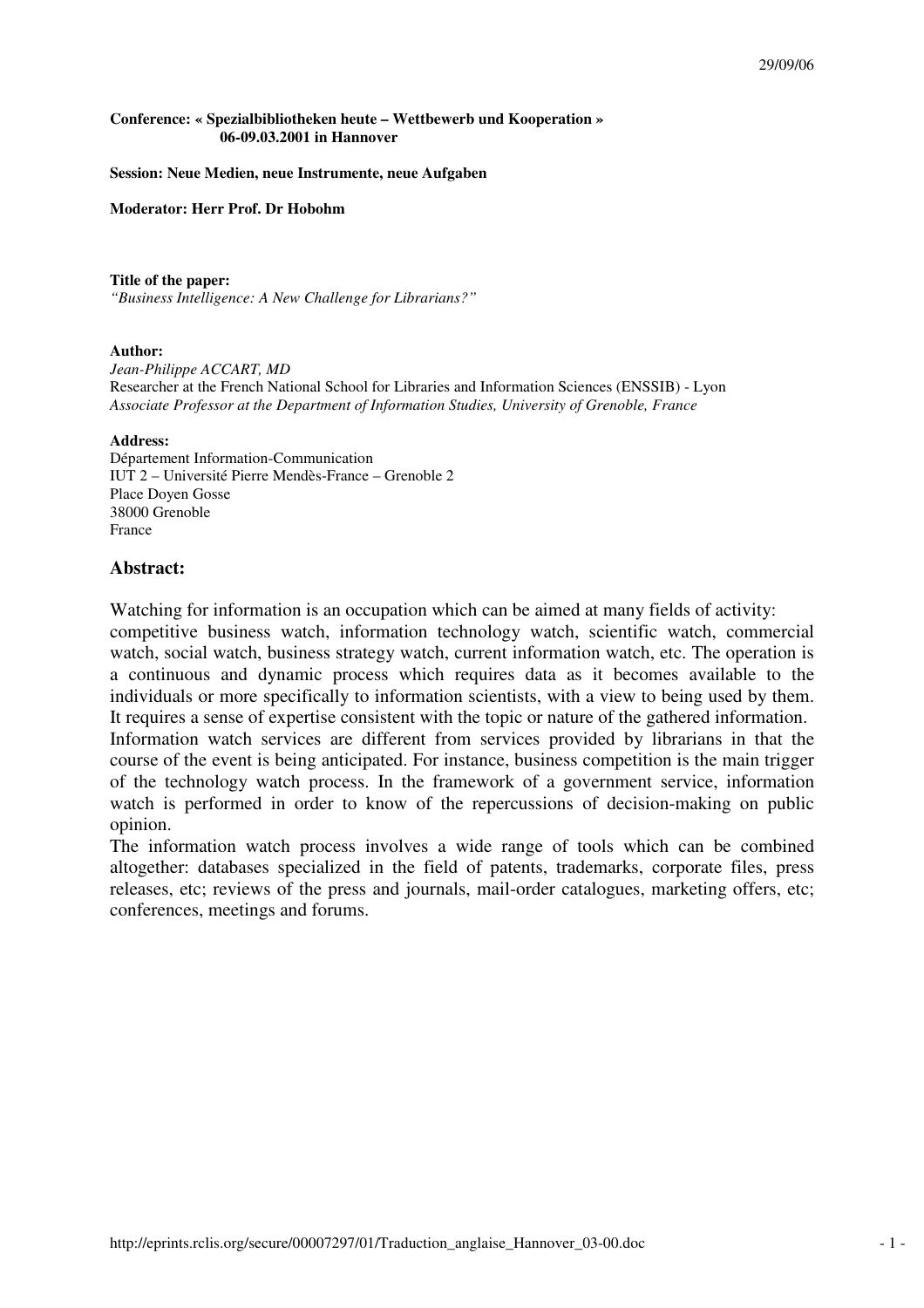29/09/06

**Conference: « Spezialbibliotheken heute – Wettbewerb und Kooperation »**
**06-09.03.2001 in Hannover**

**Session: Neue Medien, neue Instrumente, neue Aufgaben**

**Moderator: Herr Prof. Dr Hobohm**

**Title of the paper:**
*"Business Intelligence: A New Challenge for Librarians?"*

**Author:**
*Jean-Philippe ACCART, MD*
Researcher at the French National School for Libraries and Information Sciences (ENSSIB) - Lyon
*Associate Professor at the Department of Information Studies, University of Grenoble, France*

**Address:**
Département Information-Communication
IUT 2 – Université Pierre Mendès-France – Grenoble 2
Place Doyen Gosse
38000 Grenoble
France

## Abstract:

Watching for information is an occupation which can be aimed at many fields of activity: competitive business watch, information technology watch, scientific watch, commercial watch, social watch, business strategy watch, current information watch, etc. The operation is a continuous and dynamic process which requires data as it becomes available to the individuals or more specifically to information scientists, with a view to being used by them. It requires a sense of expertise consistent with the topic or nature of the gathered information.
Information watch services are different from services provided by librarians in that the course of the event is being anticipated. For instance, business competition is the main trigger of the technology watch process. In the framework of a government service, information watch is performed in order to know of the repercussions of decision-making on public opinion.
The information watch process involves a wide range of tools which can be combined altogether: databases specialized in the field of patents, trademarks, corporate files, press releases, etc; reviews of the press and journals, mail-order catalogues, marketing offers, etc; conferences, meetings and forums.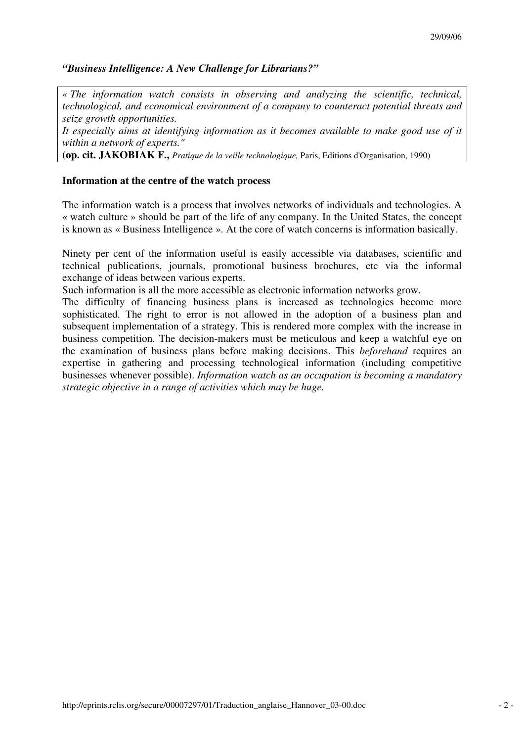*"Business Intelligence: A New Challenge for Librarians?"*

> *« The information watch consists in observing and analyzing the scientific, technical, technological, and economical environment of a company to counteract potential threats and seize growth opportunities.*
> *It especially aims at identifying information as it becomes available to make good use of it within a network of experts."*
> **(op. cit. JAKOBIAK F.,** *Pratique de la veille technologique,* Paris, Editions d'Organisation, 1990)

**Information at the centre of the watch process**

The information watch is a process that involves networks of individuals and technologies. A « watch culture » should be part of the life of any company. In the United States, the concept is known as « Business Intelligence ». At the core of watch concerns is information basically.

Ninety per cent of the information useful is easily accessible via databases, scientific and technical publications, journals, promotional business brochures, etc via the informal exchange of ideas between various experts.

Such information is all the more accessible as electronic information networks grow.

The difficulty of financing business plans is increased as technologies become more sophisticated. The right to error is not allowed in the adoption of a business plan and subsequent implementation of a strategy. This is rendered more complex with the increase in business competition. The decision-makers must be meticulous and keep a watchful eye on the examination of business plans before making decisions. This *beforehand* requires an expertise in gathering and processing technological information (including competitive businesses whenever possible). *Information watch as an occupation is becoming a mandatory strategic objective in a range of activities which may be huge.*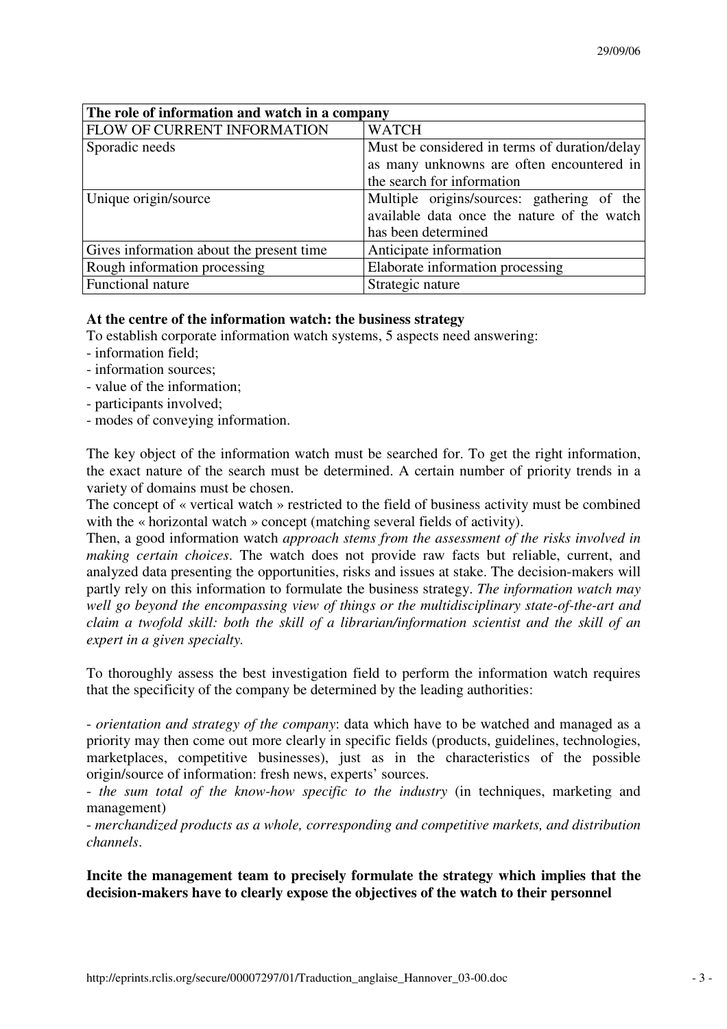| The role of information and watch in a company | |
|---|---|
| FLOW OF CURRENT INFORMATION | WATCH |
| Sporadic needs | Must be considered in terms of duration/delay as many unknowns are often encountered in the search for information |
| Unique origin/source | Multiple origins/sources: gathering of the available data once the nature of the watch has been determined |
| Gives information about the present time | Anticipate information |
| Rough information processing | Elaborate information processing |
| Functional nature | Strategic nature |

**At the centre of the information watch: the business strategy**

To establish corporate information watch systems, 5 aspects need answering:

- information field;
- information sources;
- value of the information;
- participants involved;
- modes of conveying information.

The key object of the information watch must be searched for. To get the right information, the exact nature of the search must be determined. A certain number of priority trends in a variety of domains must be chosen.

The concept of « vertical watch » restricted to the field of business activity must be combined with the « horizontal watch » concept (matching several fields of activity).

Then, a good information watch *approach stems from the assessment of the risks involved in making certain choices*. The watch does not provide raw facts but reliable, current, and analyzed data presenting the opportunities, risks and issues at stake. The decision-makers will partly rely on this information to formulate the business strategy. *The information watch may well go beyond the encompassing view of things or the multidisciplinary state-of-the-art and claim a twofold skill: both the skill of a librarian/information scientist and the skill of an expert in a given specialty.*

To thoroughly assess the best investigation field to perform the information watch requires that the specificity of the company be determined by the leading authorities:

- *orientation and strategy of the company*: data which have to be watched and managed as a priority may then come out more clearly in specific fields (products, guidelines, technologies, marketplaces, competitive businesses), just as in the characteristics of the possible origin/source of information: fresh news, experts' sources.
- *the sum total of the know-how specific to the industry* (in techniques, marketing and management)
- *merchandized products as a whole, corresponding and competitive markets, and distribution channels*.

**Incite the management team to precisely formulate the strategy which implies that the decision-makers have to clearly expose the objectives of the watch to their personnel**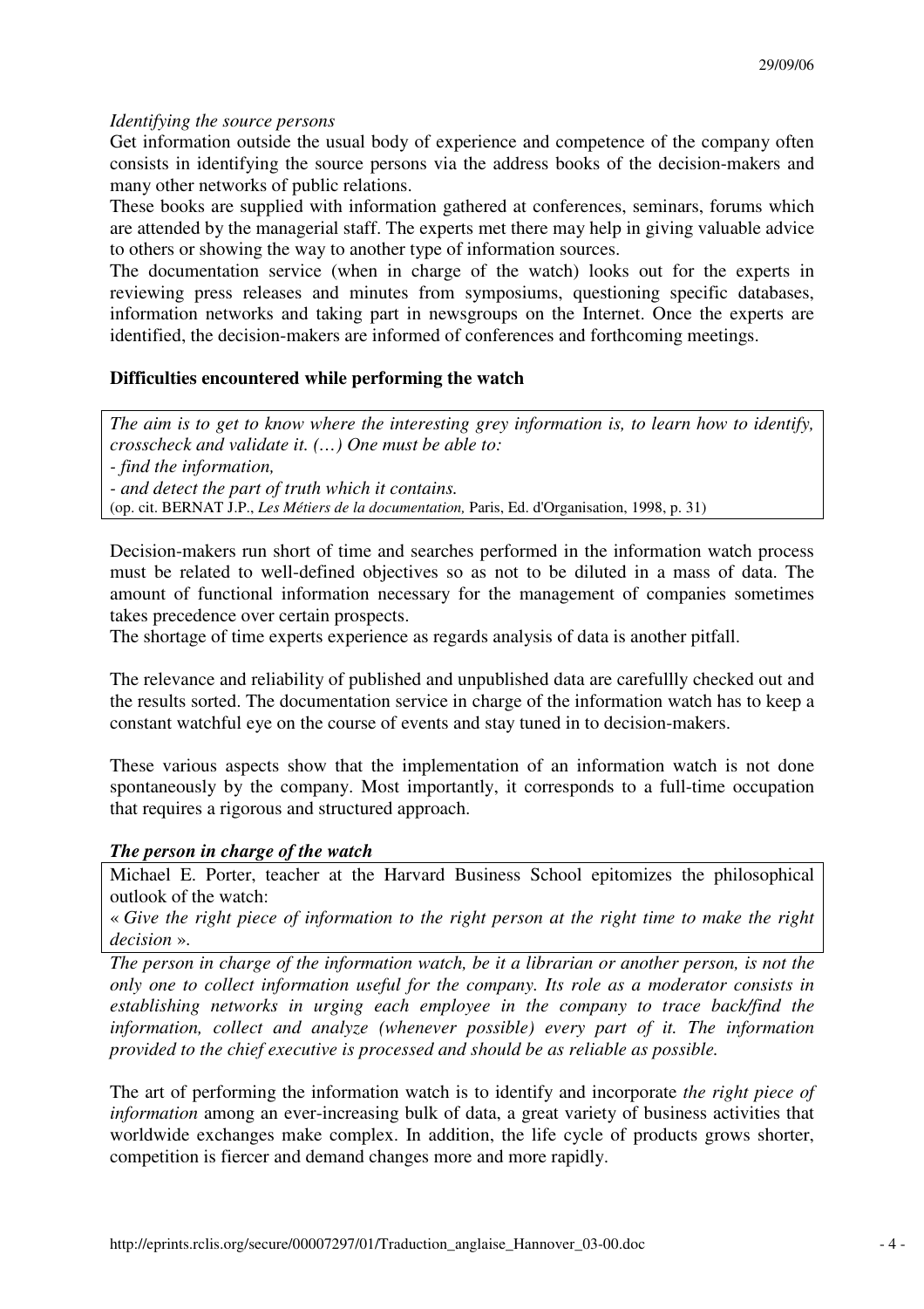*Identifying the source persons*

Get information outside the usual body of experience and competence of the company often consists in identifying the source persons via the address books of the decision-makers and many other networks of public relations.

These books are supplied with information gathered at conferences, seminars, forums which are attended by the managerial staff. The experts met there may help in giving valuable advice to others or showing the way to another type of information sources.

The documentation service (when in charge of the watch) looks out for the experts in reviewing press releases and minutes from symposiums, questioning specific databases, information networks and taking part in newsgroups on the Internet. Once the experts are identified, the decision-makers are informed of conferences and forthcoming meetings.

**Difficulties encountered while performing the watch**

> *The aim is to get to know where the interesting grey information is, to learn how to identify, crosscheck and validate it. (…) One must be able to:*
> *- find the information,*
> *- and detect the part of truth which it contains.*
> (op. cit. BERNAT J.P., *Les Métiers de la documentation,* Paris, Ed. d'Organisation, 1998, p. 31)

Decision-makers run short of time and searches performed in the information watch process must be related to well-defined objectives so as not to be diluted in a mass of data. The amount of functional information necessary for the management of companies sometimes takes precedence over certain prospects.

The shortage of time experts experience as regards analysis of data is another pitfall.

The relevance and reliability of published and unpublished data are carefullly checked out and the results sorted. The documentation service in charge of the information watch has to keep a constant watchful eye on the course of events and stay tuned in to decision-makers.

These various aspects show that the implementation of an information watch is not done spontaneously by the company. Most importantly, it corresponds to a full-time occupation that requires a rigorous and structured approach.

***The person in charge of the watch***

> Michael E. Porter, teacher at the Harvard Business School epitomizes the philosophical outlook of the watch:
> « *Give the right piece of information to the right person at the right time to make the right decision* ».

*The person in charge of the information watch, be it a librarian or another person, is not the only one to collect information useful for the company. Its role as a moderator consists in establishing networks in urging each employee in the company to trace back/find the information, collect and analyze (whenever possible) every part of it. The information provided to the chief executive is processed and should be as reliable as possible.*

The art of performing the information watch is to identify and incorporate *the right piece of information* among an ever-increasing bulk of data, a great variety of business activities that worldwide exchanges make complex. In addition, the life cycle of products grows shorter, competition is fiercer and demand changes more and more rapidly.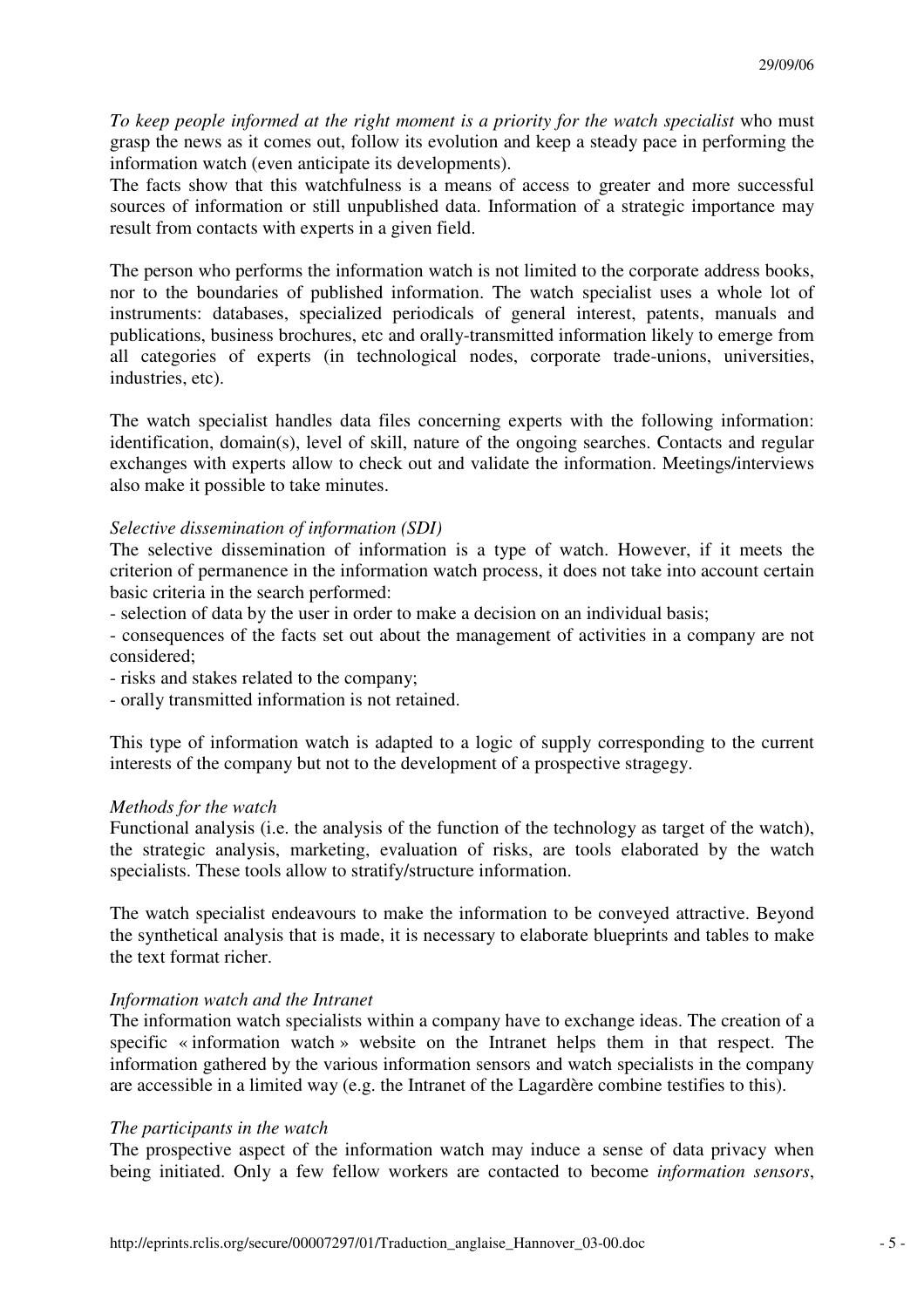*To keep people informed at the right moment is a priority for the watch specialist* who must grasp the news as it comes out, follow its evolution and keep a steady pace in performing the information watch (even anticipate its developments).
The facts show that this watchfulness is a means of access to greater and more successful sources of information or still unpublished data. Information of a strategic importance may result from contacts with experts in a given field.

The person who performs the information watch is not limited to the corporate address books, nor to the boundaries of published information. The watch specialist uses a whole lot of instruments: databases, specialized periodicals of general interest, patents, manuals and publications, business brochures, etc and orally-transmitted information likely to emerge from all categories of experts (in technological nodes, corporate trade-unions, universities, industries, etc).

The watch specialist handles data files concerning experts with the following information: identification, domain(s), level of skill, nature of the ongoing searches. Contacts and regular exchanges with experts allow to check out and validate the information. Meetings/interviews also make it possible to take minutes.

*Selective dissemination of information (SDI)*

The selective dissemination of information is a type of watch. However, if it meets the criterion of permanence in the information watch process, it does not take into account certain basic criteria in the search performed:

- selection of data by the user in order to make a decision on an individual basis;
- consequences of the facts set out about the management of activities in a company are not considered;
- risks and stakes related to the company;
- orally transmitted information is not retained.

This type of information watch is adapted to a logic of supply corresponding to the current interests of the company but not to the development of a prospective stragegy.

*Methods for the watch*

Functional analysis (i.e. the analysis of the function of the technology as target of the watch), the strategic analysis, marketing, evaluation of risks, are tools elaborated by the watch specialists. These tools allow to stratify/structure information.

The watch specialist endeavours to make the information to be conveyed attractive. Beyond the synthetical analysis that is made, it is necessary to elaborate blueprints and tables to make the text format richer.

*Information watch and the Intranet*

The information watch specialists within a company have to exchange ideas. The creation of a specific « information watch » website on the Intranet helps them in that respect. The information gathered by the various information sensors and watch specialists in the company are accessible in a limited way (e.g. the Intranet of the Lagardère combine testifies to this).

*The participants in the watch*

The prospective aspect of the information watch may induce a sense of data privacy when being initiated. Only a few fellow workers are contacted to become *information sensors*,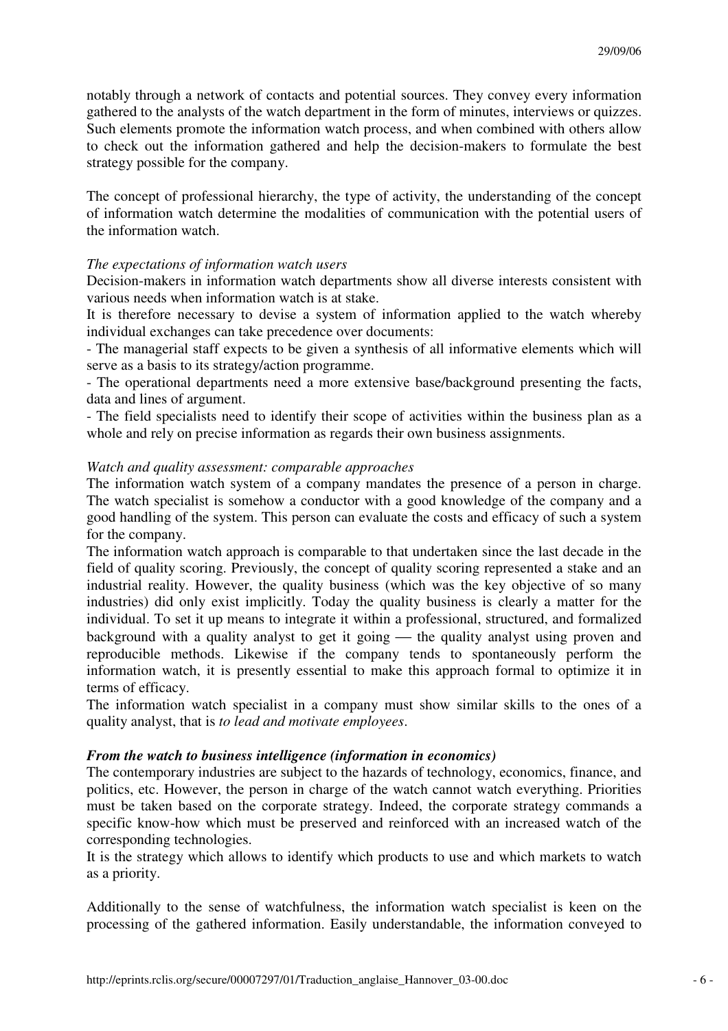notably through a network of contacts and potential sources. They convey every information gathered to the analysts of the watch department in the form of minutes, interviews or quizzes. Such elements promote the information watch process, and when combined with others allow to check out the information gathered and help the decision-makers to formulate the best strategy possible for the company.

The concept of professional hierarchy, the type of activity, the understanding of the concept of information watch determine the modalities of communication with the potential users of the information watch.

*The expectations of information watch users*

Decision-makers in information watch departments show all diverse interests consistent with various needs when information watch is at stake.

It is therefore necessary to devise a system of information applied to the watch whereby individual exchanges can take precedence over documents:

- The managerial staff expects to be given a synthesis of all informative elements which will serve as a basis to its strategy/action programme.
- The operational departments need a more extensive base/background presenting the facts, data and lines of argument.
- The field specialists need to identify their scope of activities within the business plan as a whole and rely on precise information as regards their own business assignments.

*Watch and quality assessment: comparable approaches*

The information watch system of a company mandates the presence of a person in charge. The watch specialist is somehow a conductor with a good knowledge of the company and a good handling of the system. This person can evaluate the costs and efficacy of such a system for the company.

The information watch approach is comparable to that undertaken since the last decade in the field of quality scoring. Previously, the concept of quality scoring represented a stake and an industrial reality. However, the quality business (which was the key objective of so many industries) did only exist implicitly. Today the quality business is clearly a matter for the individual. To set it up means to integrate it within a professional, structured, and formalized background with a quality analyst to get it going — the quality analyst using proven and reproducible methods. Likewise if the company tends to spontaneously perform the information watch, it is presently essential to make this approach formal to optimize it in terms of efficacy.

The information watch specialist in a company must show similar skills to the ones of a quality analyst, that is *to lead and motivate employees*.

***From the watch to business intelligence (information in economics)***

The contemporary industries are subject to the hazards of technology, economics, finance, and politics, etc. However, the person in charge of the watch cannot watch everything. Priorities must be taken based on the corporate strategy. Indeed, the corporate strategy commands a specific know-how which must be preserved and reinforced with an increased watch of the corresponding technologies.

It is the strategy which allows to identify which products to use and which markets to watch as a priority.

Additionally to the sense of watchfulness, the information watch specialist is keen on the processing of the gathered information. Easily understandable, the information conveyed to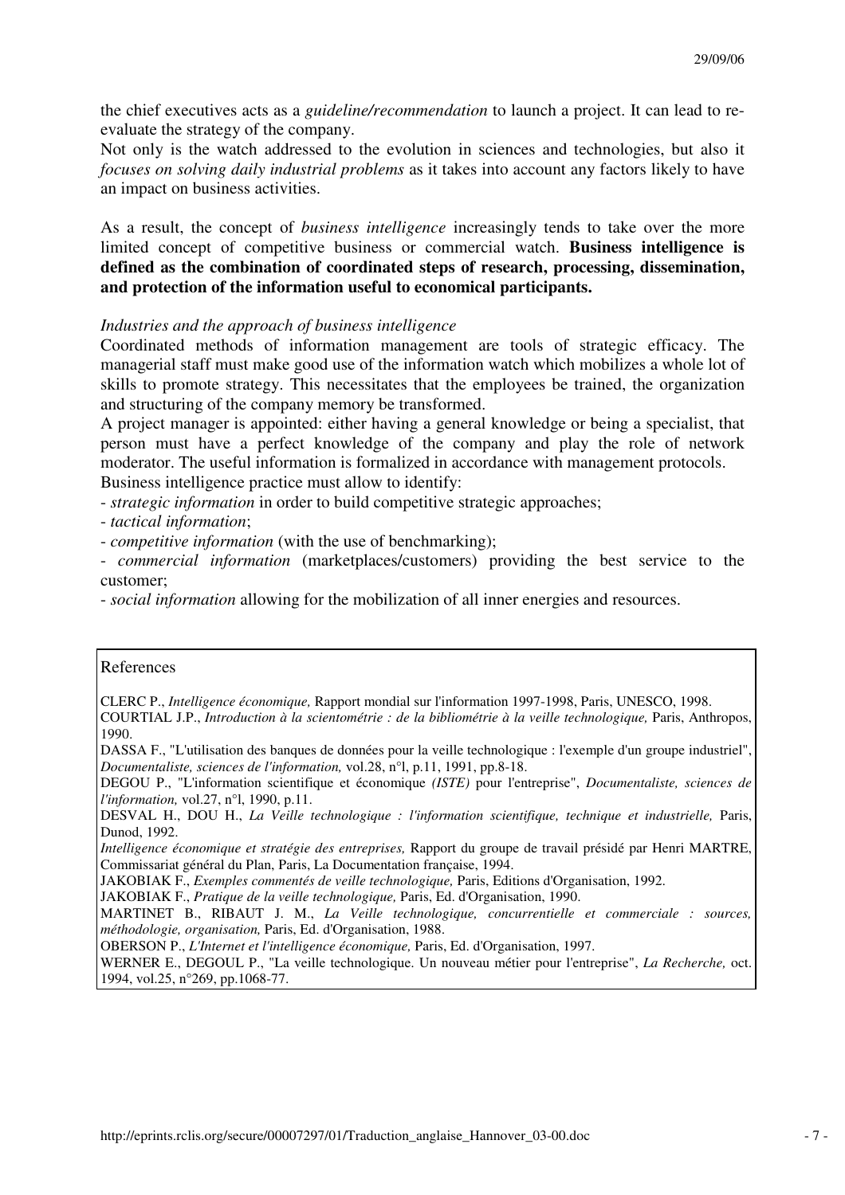the chief executives acts as a *guideline/recommendation* to launch a project. It can lead to re-evaluate the strategy of the company.

Not only is the watch addressed to the evolution in sciences and technologies, but also it *focuses on solving daily industrial problems* as it takes into account any factors likely to have an impact on business activities.

As a result, the concept of *business intelligence* increasingly tends to take over the more limited concept of competitive business or commercial watch. **Business intelligence is defined as the combination of coordinated steps of research, processing, dissemination, and protection of the information useful to economical participants.**

*Industries and the approach of business intelligence*

Coordinated methods of information management are tools of strategic efficacy. The managerial staff must make good use of the information watch which mobilizes a whole lot of skills to promote strategy. This necessitates that the employees be trained, the organization and structuring of the company memory be transformed.

A project manager is appointed: either having a general knowledge or being a specialist, that person must have a perfect knowledge of the company and play the role of network moderator. The useful information is formalized in accordance with management protocols.

Business intelligence practice must allow to identify:

- *strategic information* in order to build competitive strategic approaches;
- *tactical information*;
- *competitive information* (with the use of benchmarking);
- *commercial information* (marketplaces/customers) providing the best service to the customer;
- *social information* allowing for the mobilization of all inner energies and resources.

## References

CLERC P., *Intelligence économique,* Rapport mondial sur l'information 1997-1998, Paris, UNESCO, 1998.

COURTIAL J.P., *Introduction à la scientométrie : de la bibliométrie à la veille technologique,* Paris, Anthropos, 1990.

DASSA F., "L'utilisation des banques de données pour la veille technologique : l'exemple d'un groupe industriel", *Documentaliste, sciences de l'information,* vol.28, n°l, p.11, 1991, pp.8-18.

DEGOU P., "L'information scientifique et économique *(ISTE)* pour l'entreprise", *Documentaliste, sciences de l'information,* vol.27, n°l, 1990, p.11.

DESVAL H., DOU H., *La Veille technologique : l'information scientifique, technique et industrielle,* Paris, Dunod, 1992.

*Intelligence économique et stratégie des entreprises,* Rapport du groupe de travail présidé par Henri MARTRE, Commissariat général du Plan, Paris, La Documentation française, 1994.

JAKOBIAK F., *Exemples commentés de veille technologique,* Paris, Editions d'Organisation, 1992.

JAKOBIAK F., *Pratique de la veille technologique,* Paris, Ed. d'Organisation, 1990.

MARTINET B., RIBAUT J. M., *La Veille technologique, concurrentielle et commerciale : sources, méthodologie, organisation,* Paris, Ed. d'Organisation, 1988.

OBERSON P., *L'Internet et l'intelligence économique,* Paris, Ed. d'Organisation, 1997.

WERNER E., DEGOUL P., "La veille technologique. Un nouveau métier pour l'entreprise", *La Recherche,* oct. 1994, vol.25, n°269, pp.1068-77.